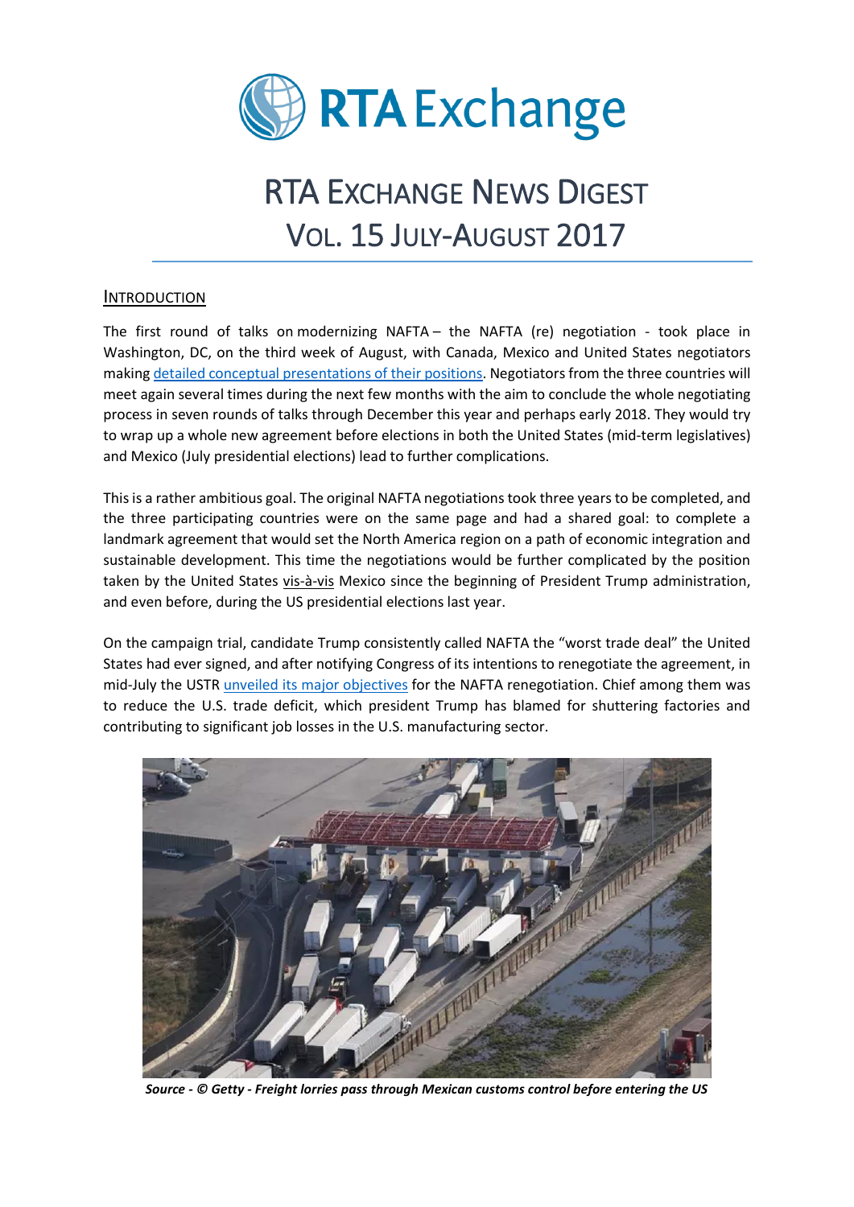# RTA Exchange

# RTA Exchange News Digest
## Vol. 15 July-August 2017

### Introduction

The first round of talks on modernizing NAFTA – the NAFTA (re) negotiation - took place in Washington, DC, on the third week of August, with Canada, Mexico and United States negotiators making detailed conceptual presentations of their positions. Negotiators from the three countries will meet again several times during the next few months with the aim to conclude the whole negotiating process in seven rounds of talks through December this year and perhaps early 2018. They would try to wrap up a whole new agreement before elections in both the United States (mid-term legislatives) and Mexico (July presidential elections) lead to further complications.

This is a rather ambitious goal. The original NAFTA negotiations took three years to be completed, and the three participating countries were on the same page and had a shared goal: to complete a landmark agreement that would set the North America region on a path of economic integration and sustainable development. This time the negotiations would be further complicated by the position taken by the United States vis-à-vis Mexico since the beginning of President Trump administration, and even before, during the US presidential elections last year.

On the campaign trial, candidate Trump consistently called NAFTA the "worst trade deal" the United States had ever signed, and after notifying Congress of its intentions to renegotiate the agreement, in mid-July the USTR unveiled its major objectives for the NAFTA renegotiation. Chief among them was to reduce the U.S. trade deficit, which president Trump has blamed for shuttering factories and contributing to significant job losses in the U.S. manufacturing sector.

*Source - © Getty - Freight lorries pass through Mexican customs control before entering the US*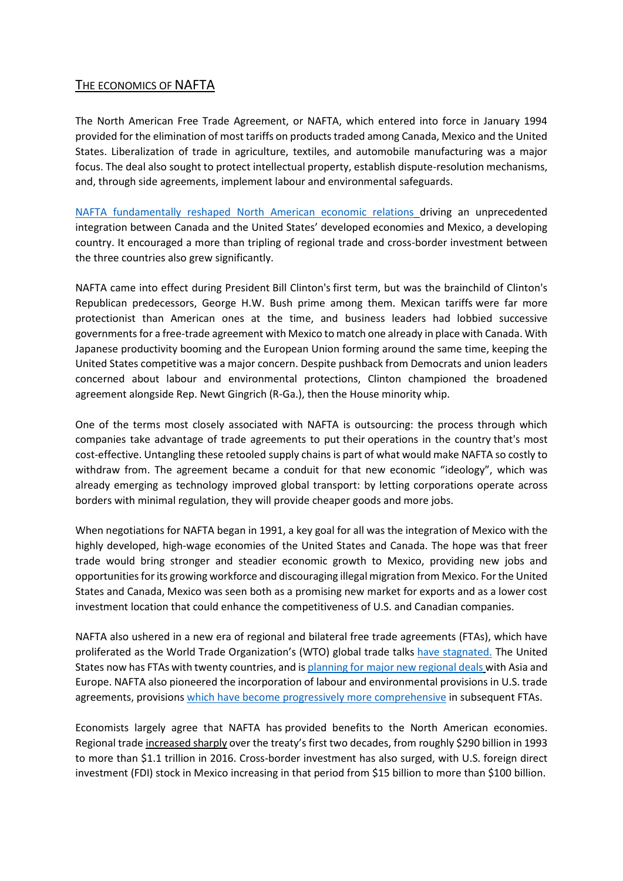## The Economics of NAFTA

The North American Free Trade Agreement, or NAFTA, which entered into force in January 1994 provided for the elimination of most tariffs on products traded among Canada, Mexico and the United States. Liberalization of trade in agriculture, textiles, and automobile manufacturing was a major focus. The deal also sought to protect intellectual property, establish dispute-resolution mechanisms, and, through side agreements, implement labour and environmental safeguards.

NAFTA fundamentally reshaped North American economic relations driving an unprecedented integration between Canada and the United States' developed economies and Mexico, a developing country. It encouraged a more than tripling of regional trade and cross-border investment between the three countries also grew significantly.

NAFTA came into effect during President Bill Clinton's first term, but was the brainchild of Clinton's Republican predecessors, George H.W. Bush prime among them. Mexican tariffs were far more protectionist than American ones at the time, and business leaders had lobbied successive governments for a free-trade agreement with Mexico to match one already in place with Canada. With Japanese productivity booming and the European Union forming around the same time, keeping the United States competitive was a major concern. Despite pushback from Democrats and union leaders concerned about labour and environmental protections, Clinton championed the broadened agreement alongside Rep. Newt Gingrich (R-Ga.), then the House minority whip.

One of the terms most closely associated with NAFTA is outsourcing: the process through which companies take advantage of trade agreements to put their operations in the country that's most cost-effective. Untangling these retooled supply chains is part of what would make NAFTA so costly to withdraw from. The agreement became a conduit for that new economic "ideology", which was already emerging as technology improved global transport: by letting corporations operate across borders with minimal regulation, they will provide cheaper goods and more jobs.

When negotiations for NAFTA began in 1991, a key goal for all was the integration of Mexico with the highly developed, high-wage economies of the United States and Canada. The hope was that freer trade would bring stronger and steadier economic growth to Mexico, providing new jobs and opportunities for its growing workforce and discouraging illegal migration from Mexico. For the United States and Canada, Mexico was seen both as a promising new market for exports and as a lower cost investment location that could enhance the competitiveness of U.S. and Canadian companies.

NAFTA also ushered in a new era of regional and bilateral free trade agreements (FTAs), which have proliferated as the World Trade Organization's (WTO) global trade talks have stagnated. The United States now has FTAs with twenty countries, and is planning for major new regional deals with Asia and Europe. NAFTA also pioneered the incorporation of labour and environmental provisions in U.S. trade agreements, provisions which have become progressively more comprehensive in subsequent FTAs.

Economists largely agree that NAFTA has provided benefits to the North American economies. Regional trade increased sharply over the treaty's first two decades, from roughly $290 billion in 1993 to more than $1.1 trillion in 2016. Cross-border investment has also surged, with U.S. foreign direct investment (FDI) stock in Mexico increasing in that period from $15 billion to more than $100 billion.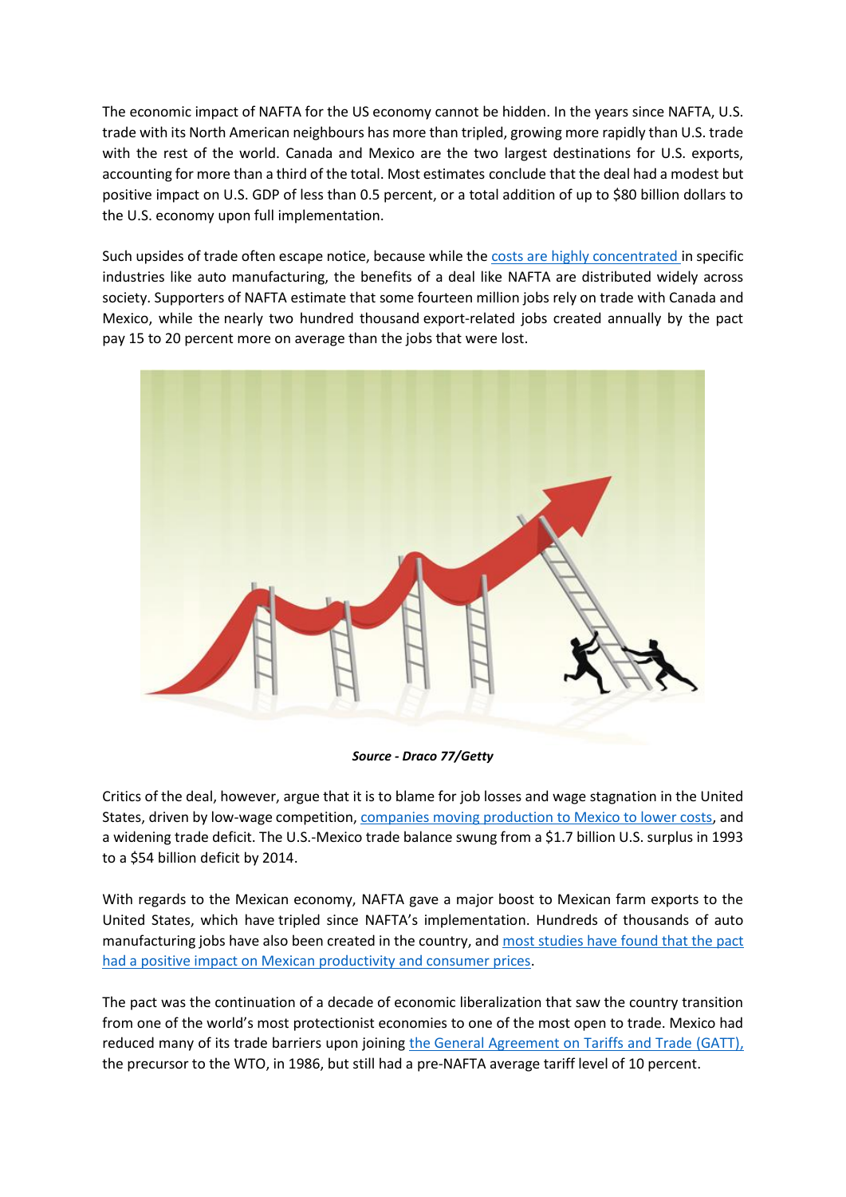The economic impact of NAFTA for the US economy cannot be hidden. In the years since NAFTA, U.S. trade with its North American neighbours has more than tripled, growing more rapidly than U.S. trade with the rest of the world. Canada and Mexico are the two largest destinations for U.S. exports, accounting for more than a third of the total. Most estimates conclude that the deal had a modest but positive impact on U.S. GDP of less than 0.5 percent, or a total addition of up to $80 billion dollars to the U.S. economy upon full implementation.

Such upsides of trade often escape notice, because while the costs are highly concentrated in specific industries like auto manufacturing, the benefits of a deal like NAFTA are distributed widely across society. Supporters of NAFTA estimate that some fourteen million jobs rely on trade with Canada and Mexico, while the nearly two hundred thousand export-related jobs created annually by the pact pay 15 to 20 percent more on average than the jobs that were lost.

***Source - Draco 77/Getty***

Critics of the deal, however, argue that it is to blame for job losses and wage stagnation in the United States, driven by low-wage competition, companies moving production to Mexico to lower costs, and a widening trade deficit. The U.S.-Mexico trade balance swung from a $1.7 billion U.S. surplus in 1993 to a $54 billion deficit by 2014.

With regards to the Mexican economy, NAFTA gave a major boost to Mexican farm exports to the United States, which have tripled since NAFTA's implementation. Hundreds of thousands of auto manufacturing jobs have also been created in the country, and most studies have found that the pact had a positive impact on Mexican productivity and consumer prices.

The pact was the continuation of a decade of economic liberalization that saw the country transition from one of the world's most protectionist economies to one of the most open to trade. Mexico had reduced many of its trade barriers upon joining the General Agreement on Tariffs and Trade (GATT), the precursor to the WTO, in 1986, but still had a pre-NAFTA average tariff level of 10 percent.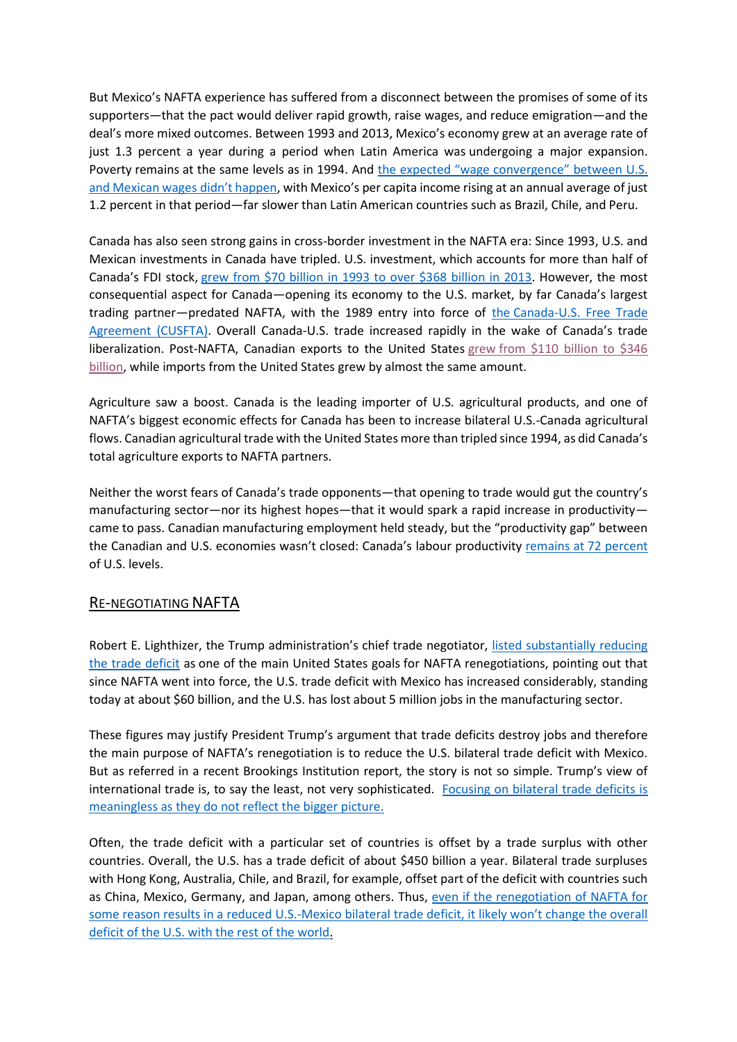But Mexico's NAFTA experience has suffered from a disconnect between the promises of some of its supporters—that the pact would deliver rapid growth, raise wages, and reduce emigration—and the deal's more mixed outcomes. Between 1993 and 2013, Mexico's economy grew at an average rate of just 1.3 percent a year during a period when Latin America was undergoing a major expansion. Poverty remains at the same levels as in 1994. And the expected "wage convergence" between U.S. and Mexican wages didn't happen, with Mexico's per capita income rising at an annual average of just 1.2 percent in that period—far slower than Latin American countries such as Brazil, Chile, and Peru.

Canada has also seen strong gains in cross-border investment in the NAFTA era: Since 1993, U.S. and Mexican investments in Canada have tripled. U.S. investment, which accounts for more than half of Canada's FDI stock, grew from $70 billion in 1993 to over $368 billion in 2013. However, the most consequential aspect for Canada—opening its economy to the U.S. market, by far Canada's largest trading partner—predated NAFTA, with the 1989 entry into force of the Canada-U.S. Free Trade Agreement (CUSFTA). Overall Canada-U.S. trade increased rapidly in the wake of Canada's trade liberalization. Post-NAFTA, Canadian exports to the United States grew from $110 billion to $346 billion, while imports from the United States grew by almost the same amount.

Agriculture saw a boost. Canada is the leading importer of U.S. agricultural products, and one of NAFTA's biggest economic effects for Canada has been to increase bilateral U.S.-Canada agricultural flows. Canadian agricultural trade with the United States more than tripled since 1994, as did Canada's total agriculture exports to NAFTA partners.

Neither the worst fears of Canada's trade opponents—that opening to trade would gut the country's manufacturing sector—nor its highest hopes—that it would spark a rapid increase in productivity—came to pass. Canadian manufacturing employment held steady, but the "productivity gap" between the Canadian and U.S. economies wasn't closed: Canada's labour productivity remains at 72 percent of U.S. levels.

## RE-NEGOTIATING NAFTA

Robert E. Lighthizer, the Trump administration's chief trade negotiator, listed substantially reducing the trade deficit as one of the main United States goals for NAFTA renegotiations, pointing out that since NAFTA went into force, the U.S. trade deficit with Mexico has increased considerably, standing today at about $60 billion, and the U.S. has lost about 5 million jobs in the manufacturing sector.

These figures may justify President Trump's argument that trade deficits destroy jobs and therefore the main purpose of NAFTA's renegotiation is to reduce the U.S. bilateral trade deficit with Mexico. But as referred in a recent Brookings Institution report, the story is not so simple. Trump's view of international trade is, to say the least, not very sophisticated. Focusing on bilateral trade deficits is meaningless as they do not reflect the bigger picture.

Often, the trade deficit with a particular set of countries is offset by a trade surplus with other countries. Overall, the U.S. has a trade deficit of about $450 billion a year. Bilateral trade surpluses with Hong Kong, Australia, Chile, and Brazil, for example, offset part of the deficit with countries such as China, Mexico, Germany, and Japan, among others. Thus, even if the renegotiation of NAFTA for some reason results in a reduced U.S.-Mexico bilateral trade deficit, it likely won't change the overall deficit of the U.S. with the rest of the world.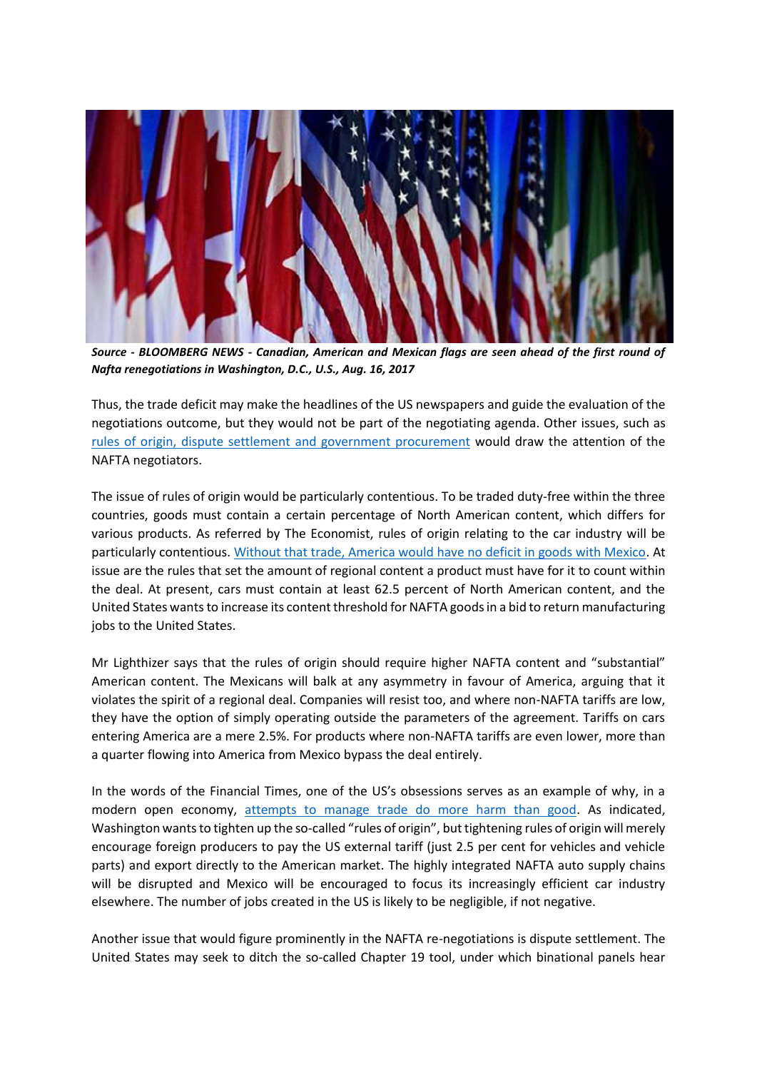***Source - BLOOMBERG NEWS - Canadian, American and Mexican flags are seen ahead of the first round of Nafta renegotiations in Washington, D.C., U.S., Aug. 16, 2017***

Thus, the trade deficit may make the headlines of the US newspapers and guide the evaluation of the negotiations outcome, but they would not be part of the negotiating agenda. Other issues, such as rules of origin, dispute settlement and government procurement would draw the attention of the NAFTA negotiators.

The issue of rules of origin would be particularly contentious. To be traded duty-free within the three countries, goods must contain a certain percentage of North American content, which differs for various products. As referred by The Economist, rules of origin relating to the car industry will be particularly contentious. Without that trade, America would have no deficit in goods with Mexico. At issue are the rules that set the amount of regional content a product must have for it to count within the deal. At present, cars must contain at least 62.5 percent of North American content, and the United States wants to increase its content threshold for NAFTA goods in a bid to return manufacturing jobs to the United States.

Mr Lighthizer says that the rules of origin should require higher NAFTA content and "substantial" American content. The Mexicans will balk at any asymmetry in favour of America, arguing that it violates the spirit of a regional deal. Companies will resist too, and where non-NAFTA tariffs are low, they have the option of simply operating outside the parameters of the agreement. Tariffs on cars entering America are a mere 2.5%. For products where non-NAFTA tariffs are even lower, more than a quarter flowing into America from Mexico bypass the deal entirely.

In the words of the Financial Times, one of the US's obsessions serves as an example of why, in a modern open economy, attempts to manage trade do more harm than good. As indicated, Washington wants to tighten up the so-called "rules of origin", but tightening rules of origin will merely encourage foreign producers to pay the US external tariff (just 2.5 per cent for vehicles and vehicle parts) and export directly to the American market. The highly integrated NAFTA auto supply chains will be disrupted and Mexico will be encouraged to focus its increasingly efficient car industry elsewhere. The number of jobs created in the US is likely to be negligible, if not negative.

Another issue that would figure prominently in the NAFTA re-negotiations is dispute settlement. The United States may seek to ditch the so-called Chapter 19 tool, under which binational panels hear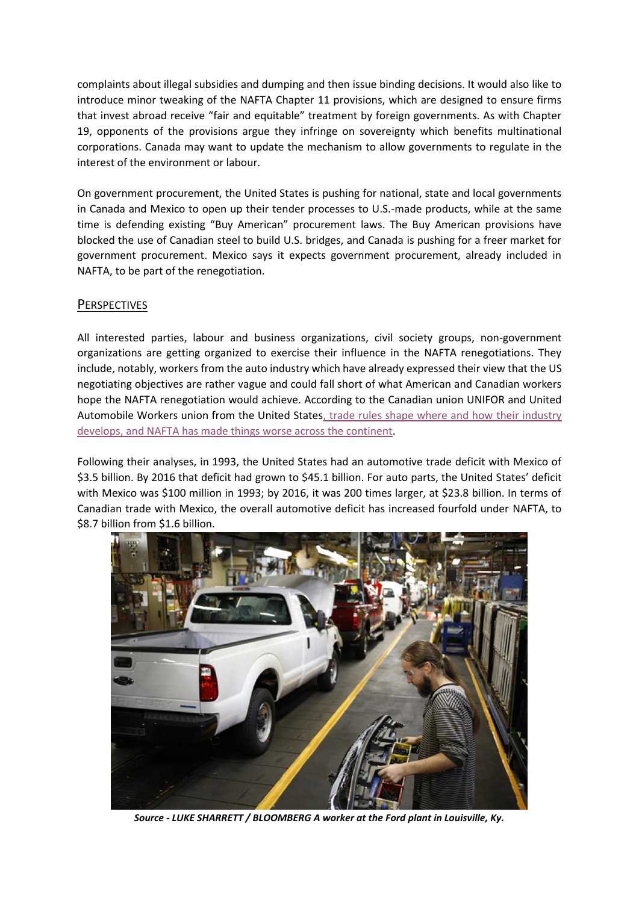complaints about illegal subsidies and dumping and then issue binding decisions. It would also like to introduce minor tweaking of the NAFTA Chapter 11 provisions, which are designed to ensure firms that invest abroad receive "fair and equitable" treatment by foreign governments. As with Chapter 19, opponents of the provisions argue they infringe on sovereignty which benefits multinational corporations. Canada may want to update the mechanism to allow governments to regulate in the interest of the environment or labour.

On government procurement, the United States is pushing for national, state and local governments in Canada and Mexico to open up their tender processes to U.S.-made products, while at the same time is defending existing "Buy American" procurement laws. The Buy American provisions have blocked the use of Canadian steel to build U.S. bridges, and Canada is pushing for a freer market for government procurement. Mexico says it expects government procurement, already included in NAFTA, to be part of the renegotiation.

## Perspectives

All interested parties, labour and business organizations, civil society groups, non-government organizations are getting organized to exercise their influence in the NAFTA renegotiations. They include, notably, workers from the auto industry which have already expressed their view that the US negotiating objectives are rather vague and could fall short of what American and Canadian workers hope the NAFTA renegotiation would achieve. According to the Canadian union UNIFOR and United Automobile Workers union from the United States, trade rules shape where and how their industry develops, and NAFTA has made things worse across the continent.

Following their analyses, in 1993, the United States had an automotive trade deficit with Mexico of $3.5 billion. By 2016 that deficit had grown to $45.1 billion. For auto parts, the United States' deficit with Mexico was $100 million in 1993; by 2016, it was 200 times larger, at $23.8 billion. In terms of Canadian trade with Mexico, the overall automotive deficit has increased fourfold under NAFTA, to $8.7 billion from $1.6 billion.

***Source - LUKE SHARRETT / BLOOMBERG A worker at the Ford plant in Louisville, Ky.***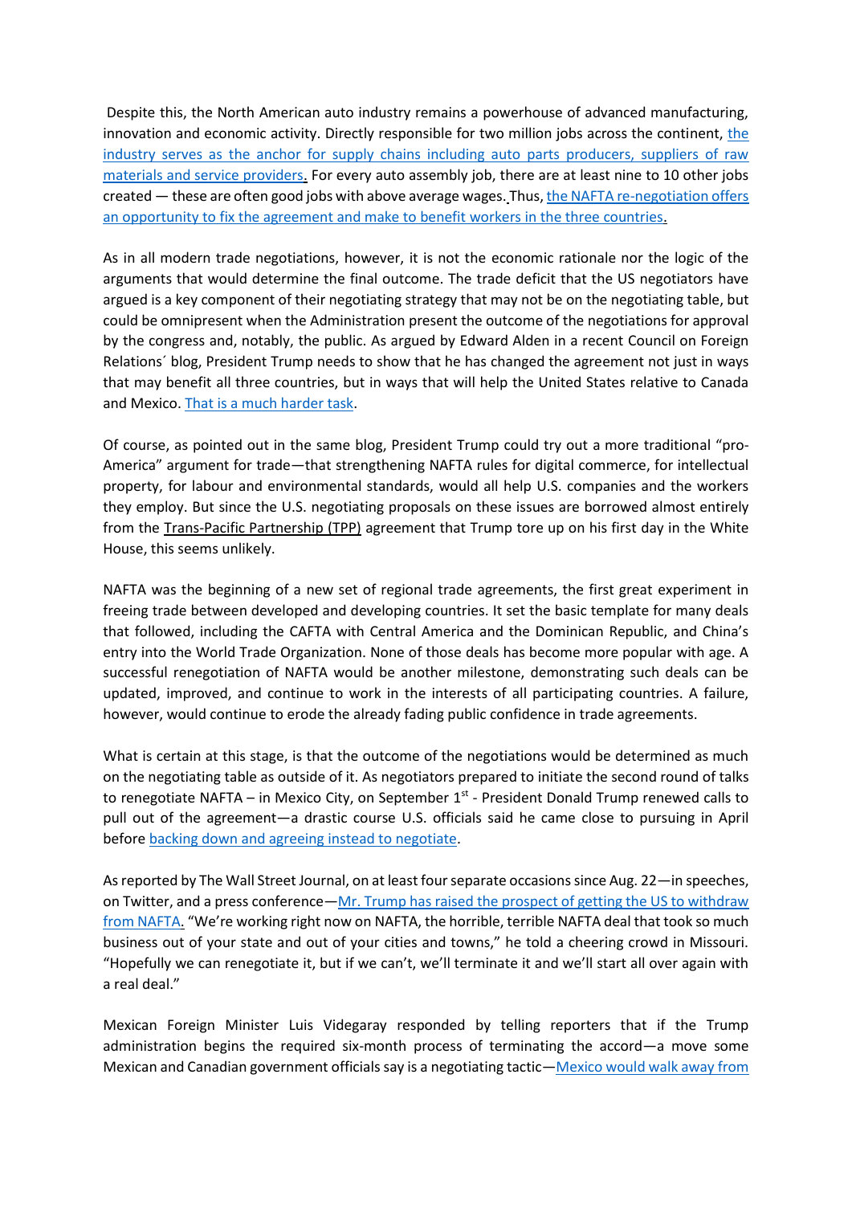Despite this, the North American auto industry remains a powerhouse of advanced manufacturing, innovation and economic activity. Directly responsible for two million jobs across the continent, the industry serves as the anchor for supply chains including auto parts producers, suppliers of raw materials and service providers. For every auto assembly job, there are at least nine to 10 other jobs created — these are often good jobs with above average wages. Thus, the NAFTA re-negotiation offers an opportunity to fix the agreement and make to benefit workers in the three countries.

As in all modern trade negotiations, however, it is not the economic rationale nor the logic of the arguments that would determine the final outcome. The trade deficit that the US negotiators have argued is a key component of their negotiating strategy that may not be on the negotiating table, but could be omnipresent when the Administration present the outcome of the negotiations for approval by the congress and, notably, the public. As argued by Edward Alden in a recent Council on Foreign Relations´ blog, President Trump needs to show that he has changed the agreement not just in ways that may benefit all three countries, but in ways that will help the United States relative to Canada and Mexico. That is a much harder task.

Of course, as pointed out in the same blog, President Trump could try out a more traditional "pro-America" argument for trade—that strengthening NAFTA rules for digital commerce, for intellectual property, for labour and environmental standards, would all help U.S. companies and the workers they employ. But since the U.S. negotiating proposals on these issues are borrowed almost entirely from the Trans-Pacific Partnership (TPP) agreement that Trump tore up on his first day in the White House, this seems unlikely.

NAFTA was the beginning of a new set of regional trade agreements, the first great experiment in freeing trade between developed and developing countries. It set the basic template for many deals that followed, including the CAFTA with Central America and the Dominican Republic, and China's entry into the World Trade Organization. None of those deals has become more popular with age. A successful renegotiation of NAFTA would be another milestone, demonstrating such deals can be updated, improved, and continue to work in the interests of all participating countries. A failure, however, would continue to erode the already fading public confidence in trade agreements.

What is certain at this stage, is that the outcome of the negotiations would be determined as much on the negotiating table as outside of it. As negotiators prepared to initiate the second round of talks to renegotiate NAFTA – in Mexico City, on September 1st - President Donald Trump renewed calls to pull out of the agreement—a drastic course U.S. officials said he came close to pursuing in April before backing down and agreeing instead to negotiate.

As reported by The Wall Street Journal, on at least four separate occasions since Aug. 22—in speeches, on Twitter, and a press conference—Mr. Trump has raised the prospect of getting the US to withdraw from NAFTA. "We're working right now on NAFTA, the horrible, terrible NAFTA deal that took so much business out of your state and out of your cities and towns," he told a cheering crowd in Missouri. "Hopefully we can renegotiate it, but if we can't, we'll terminate it and we'll start all over again with a real deal."

Mexican Foreign Minister Luis Videgaray responded by telling reporters that if the Trump administration begins the required six-month process of terminating the accord—a move some Mexican and Canadian government officials say is a negotiating tactic—Mexico would walk away from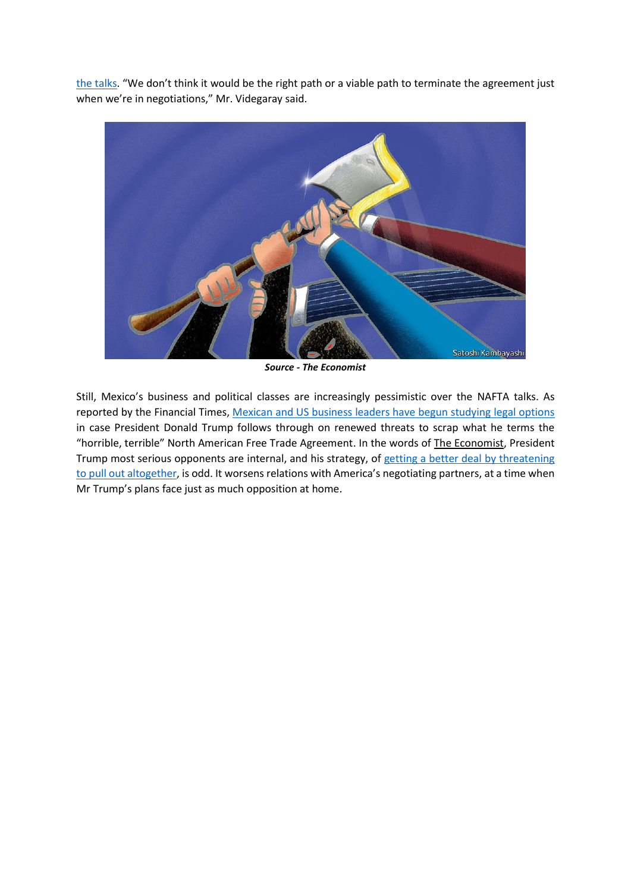the talks. "We don't think it would be the right path or a viable path to terminate the agreement just when we're in negotiations," Mr. Videgaray said.

***Source - The Economist***

Still, Mexico's business and political classes are increasingly pessimistic over the NAFTA talks. As reported by the Financial Times, Mexican and US business leaders have begun studying legal options in case President Donald Trump follows through on renewed threats to scrap what he terms the "horrible, terrible" North American Free Trade Agreement. In the words of The Economist, President Trump most serious opponents are internal, and his strategy, of getting a better deal by threatening to pull out altogether, is odd. It worsens relations with America's negotiating partners, at a time when Mr Trump's plans face just as much opposition at home.